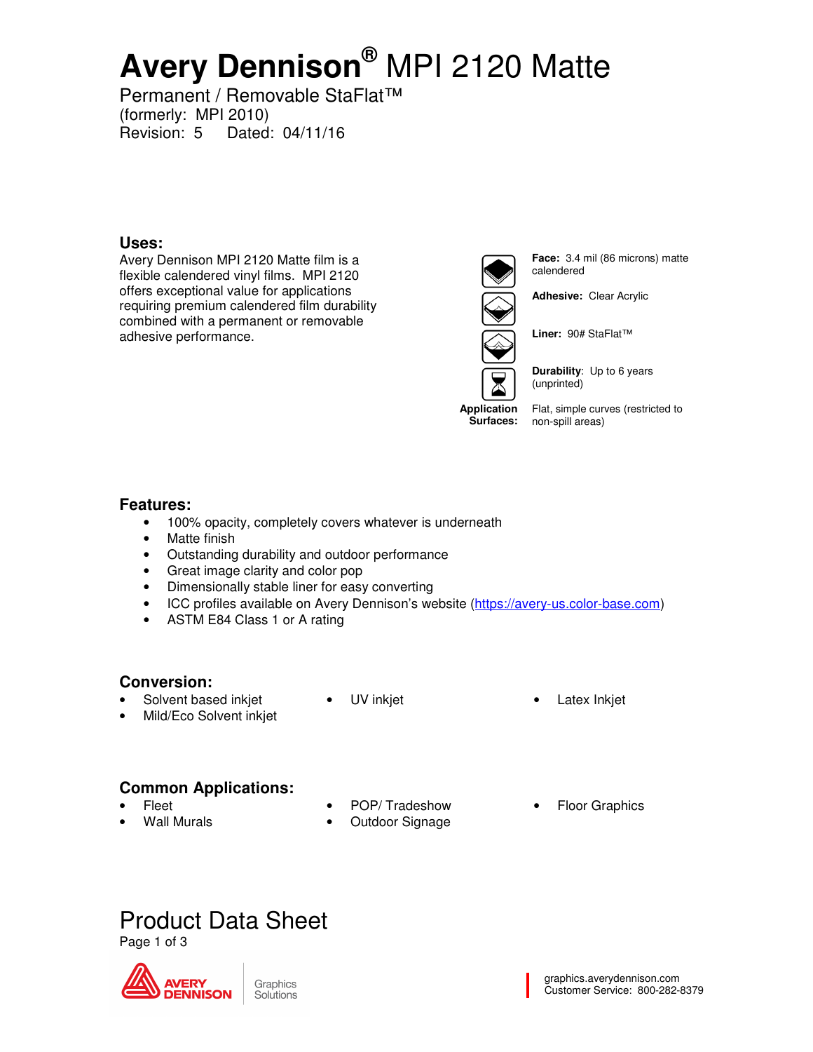# Avery Dennison® MPI 2120 Matte

Permanent / Removable StaFlat™
(formerly: MPI 2010)
Revision: 5 Dated: 04/11/16

## Uses:

Avery Dennison MPI 2120 Matte film is a flexible calendered vinyl films. MPI 2120 offers exceptional value for applications requiring premium calendered film durability combined with a permanent or removable adhesive performance.

**Face:** 3.4 mil (86 microns) matte calendered

**Adhesive:** Clear Acrylic

**Liner:** 90# StaFlat™

**Durability:** Up to 6 years (unprinted)

**Application Surfaces:** Flat, simple curves (restricted to non-spill areas)

## Features:

- 100% opacity, completely covers whatever is underneath
- Matte finish
- Outstanding durability and outdoor performance
- Great image clarity and color pop
- Dimensionally stable liner for easy converting
- ICC profiles available on Avery Dennison's website (https://avery-us.color-base.com)
- ASTM E84 Class 1 or A rating

## Conversion:

- Solvent based inkjet
- Mild/Eco Solvent inkjet
- UV inkjet
- Latex Inkjet

## Common Applications:

- Fleet
- Wall Murals
- POP/ Tradeshow
- Outdoor Signage
- Floor Graphics

# Product Data Sheet

AVERY DENNISON | Graphics Solutions

graphics.averydennison.com
Customer Service: 800-282-8379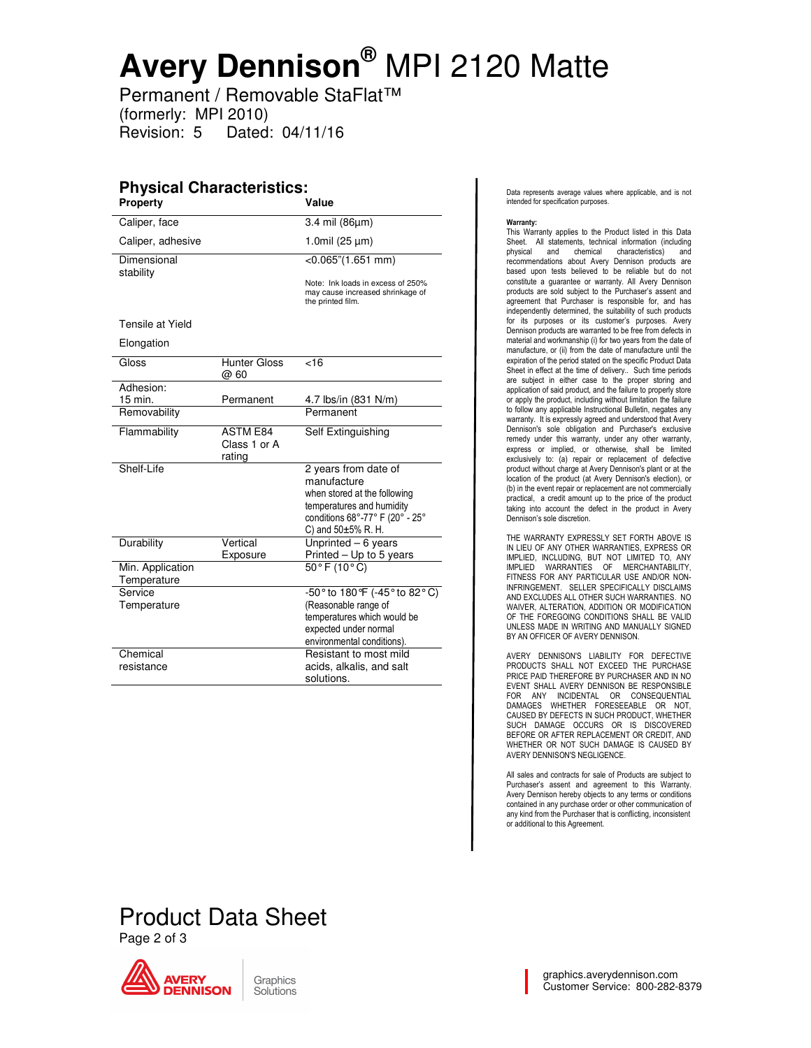# Avery Dennison® MPI 2120 Matte

Permanent / Removable StaFlat™
(formerly: MPI 2010)
Revision: 5 Dated: 04/11/16

## Physical Characteristics:

| Property | | Value |
|---|---|---|
| Caliper, face | | 3.4 mil (86µm) |
| Caliper, adhesive | | 1.0mil (25 µm) |
| Dimensional stability | | <0.065"(1.651 mm)<br>Note: Ink loads in excess of 250% may cause increased shrinkage of the printed film. |
| Tensile at Yield | | |
| Elongation | | |
| Gloss | Hunter Gloss @ 60 | <16 |
| Adhesion:<br>15 min. | Permanent | 4.7 lbs/in (831 N/m) |
| Removability | | Permanent |
| Flammability | ASTM E84 Class 1 or A rating | Self Extinguishing |
| Shelf-Life | | 2 years from date of manufacture when stored at the following temperatures and humidity conditions 68°-77° F (20° - 25° C) and 50±5% R. H. |
| Durability | Vertical Exposure | Unprinted – 6 years<br>Printed – Up to 5 years |
| Min. Application Temperature | | 50° F (10° C) |
| Service Temperature | | -50° to 180°F (-45° to 82° C) (Reasonable range of temperatures which would be expected under normal environmental conditions). |
| Chemical resistance | | Resistant to most mild acids, alkalis, and salt solutions. |

Data represents average values where applicable, and is not intended for specification purposes.

**Warranty:**
This Warranty applies to the Product listed in this Data Sheet. All statements, technical information (including physical and chemical characteristics) and recommendations about Avery Dennison products are based upon tests believed to be reliable but do not constitute a guarantee or warranty. All Avery Dennison products are sold subject to the Purchaser's assent and agreement that Purchaser is responsible for, and has independently determined, the suitability of such products for its purposes or its customer's purposes. Avery Dennison products are warranted to be free from defects in material and workmanship (i) for two years from the date of manufacture, or (ii) from the date of manufacture until the expiration of the period stated on the specific Product Data Sheet in effect at the time of delivery.. Such time periods are subject in either case to the proper storing and application of said product, and the failure to properly store or apply the product, including without limitation the failure to follow any applicable Instructional Bulletin, negates any warranty. It is expressly agreed and understood that Avery Dennison's sole obligation and Purchaser's exclusive remedy under this warranty, under any other warranty, express or implied, or otherwise, shall be limited exclusively to: (a) repair or replacement of defective product without charge at Avery Dennison's plant or at the location of the product (at Avery Dennison's election), or (b) in the event repair or replacement are not commercially practical, a credit amount up to the price of the product taking into account the defect in the product in Avery Dennison's sole discretion.

THE WARRANTY EXPRESSLY SET FORTH ABOVE IS IN LIEU OF ANY OTHER WARRANTIES, EXPRESS OR IMPLIED, INCLUDING, BUT NOT LIMITED TO, ANY IMPLIED WARRANTIES OF MERCHANTABILITY, FITNESS FOR ANY PARTICULAR USE AND/OR NON-INFRINGEMENT. SELLER SPECIFICALLY DISCLAIMS AND EXCLUDES ALL OTHER SUCH WARRANTIES. NO WAIVER, ALTERATION, ADDITION OR MODIFICATION OF THE FOREGOING CONDITIONS SHALL BE VALID UNLESS MADE IN WRITING AND MANUALLY SIGNED BY AN OFFICER OF AVERY DENNISON.

AVERY DENNISON'S LIABILITY FOR DEFECTIVE PRODUCTS SHALL NOT EXCEED THE PURCHASE PRICE PAID THEREFORE BY PURCHASER AND IN NO EVENT SHALL AVERY DENNISON BE RESPONSIBLE FOR ANY INCIDENTAL OR CONSEQUENTIAL DAMAGES WHETHER FORESEEABLE OR NOT, CAUSED BY DEFECTS IN SUCH PRODUCT, WHETHER SUCH DAMAGE OCCURS OR IS DISCOVERED BEFORE OR AFTER REPLACEMENT OR CREDIT, AND WHETHER OR NOT SUCH DAMAGE IS CAUSED BY AVERY DENNISON'S NEGLIGENCE.

All sales and contracts for sale of Products are subject to Purchaser's assent and agreement to this Warranty. Avery Dennison hereby objects to any terms or conditions contained in any purchase order or other communication of any kind from the Purchaser that is conflicting, inconsistent or additional to this Agreement.

Product Data Sheet

graphics.averydennison.com
Customer Service: 800-282-8379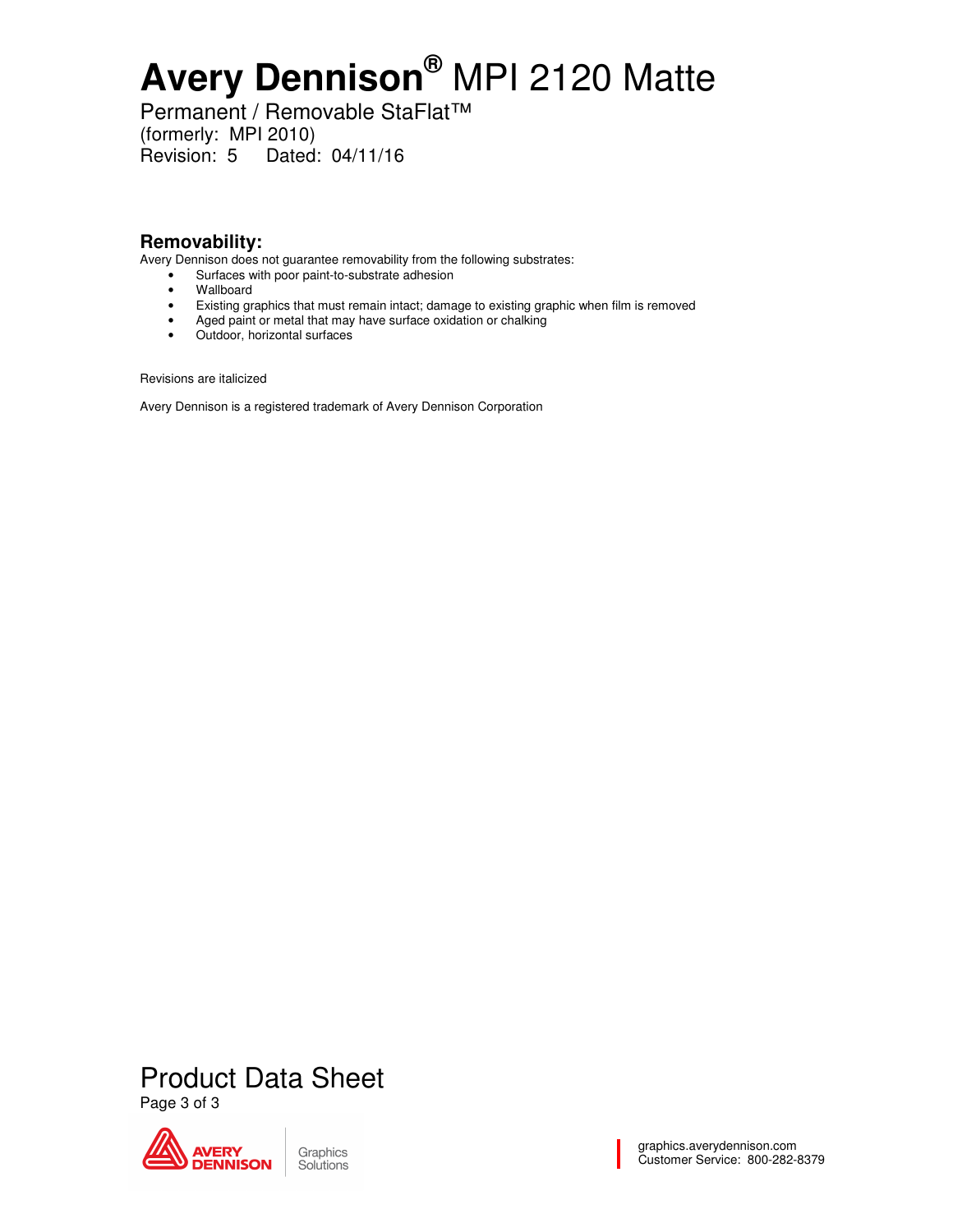# **Avery Dennison**® MPI 2120 Matte

Permanent / Removable StaFlat™
(formerly: MPI 2010)
Revision: 5 Dated: 04/11/16

## **Removability:**

Avery Dennison does not guarantee removability from the following substrates:

- Surfaces with poor paint-to-substrate adhesion
- Wallboard
- Existing graphics that must remain intact; damage to existing graphic when film is removed
- Aged paint or metal that may have surface oxidation or chalking
- Outdoor, horizontal surfaces

Revisions are italicized

Avery Dennison is a registered trademark of Avery Dennison Corporation

Product Data Sheet

AVERY DENNISON Graphics Solutions

graphics.averydennison.com
Customer Service: 800-282-8379